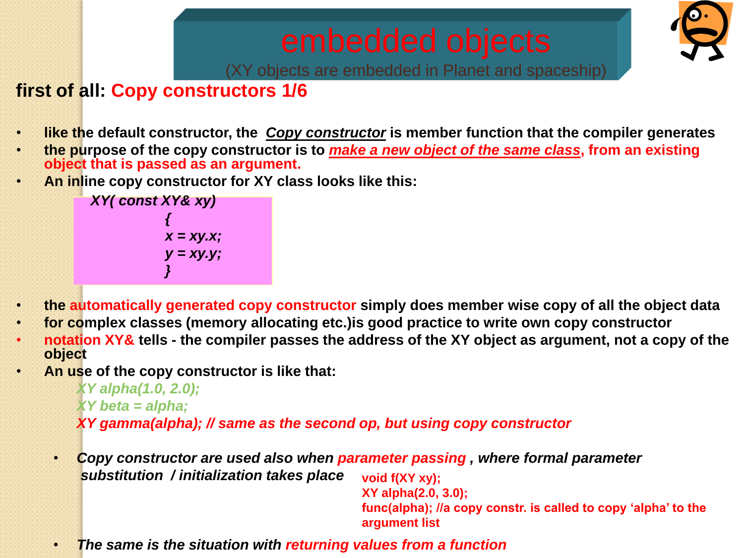# embedded objects

(XY objects are embedded in Planet and spaceship)

## first of all: Copy constructors 1/6

- **like the default constructor, the *Copy constructor* is member function that the compiler generates**
- **the purpose of the copy constructor is to *make a new object of the same class*, from an existing object that is passed as an argument.**
- **An inline copy constructor for XY class looks like this:**

```
XY( const XY& xy)
        {
        x = xy.x;
        y = xy.y;
        }
```

- **the automatically generated copy constructor simply does member wise copy of all the object data**
- **for complex classes (memory allocating etc.)is good practice to write own copy constructor**
- **notation XY& tells - the compiler passes the address of the XY object as argument, not a copy of the object**
- **An use of the copy constructor is like that:**

```
XY alpha(1.0, 2.0);
XY beta = alpha;
XY gamma(alpha); // same as the second op, but using copy constructor
```

- ***Copy constructor are used also when parameter passing , where formal parameter substitution / initialization takes place***

```
void f(XY xy);
XY alpha(2.0, 3.0);
func(alpha); //a copy constr. is called to copy 'alpha' to the argument list
```

- ***The same is the situation with returning values from a function***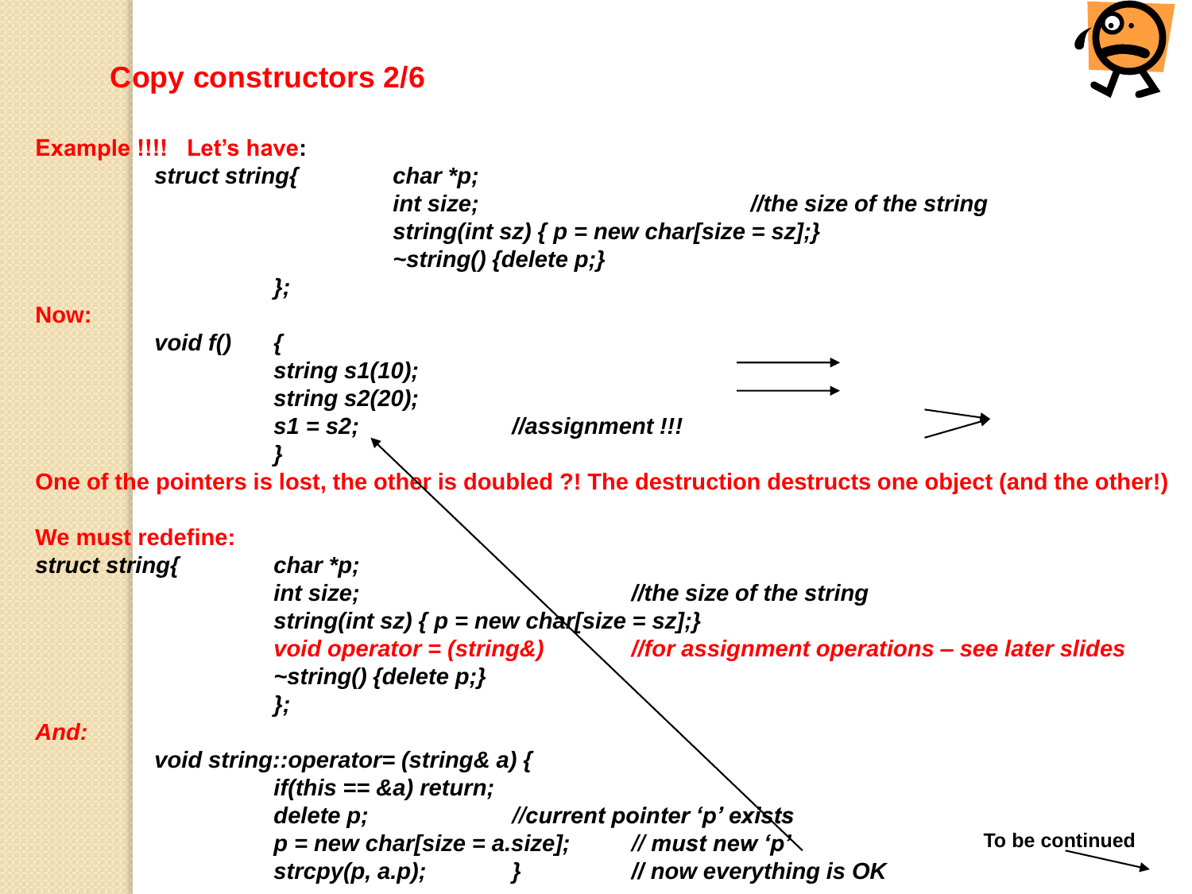## Copy constructors 2/6

**Example !!!! Let's have:**

```
struct string{   char *p;
                 int size;                          //the size of the string
                 string(int sz) { p = new char[size = sz];}
                 ~string() {delete p;}
             };
```

**Now:**

```
void f()    {
            string s1(10);
            string s2(20);
            s1 = s2;            //assignment !!!
            }
```

**One of the pointers is lost, the other is doubled ?! The destruction destructs one object (and the other!)**

**We must redefine:**

```
struct string{  char *p;
                int size;                          //the size of the string
                string(int sz) { p = new char[size = sz];}
                void operator = (string&)          //for assignment operations – see later slides
                ~string() {delete p;}
                };
```

***And:***

```
void string::operator= (string& a) {
            if(this == &a) return;
            delete p;                   //current pointer 'p' exists
            p = new char[size = a.size];        // must new 'p'
            strcpy(p, a.p);         }           // now everything is OK
```

To be continued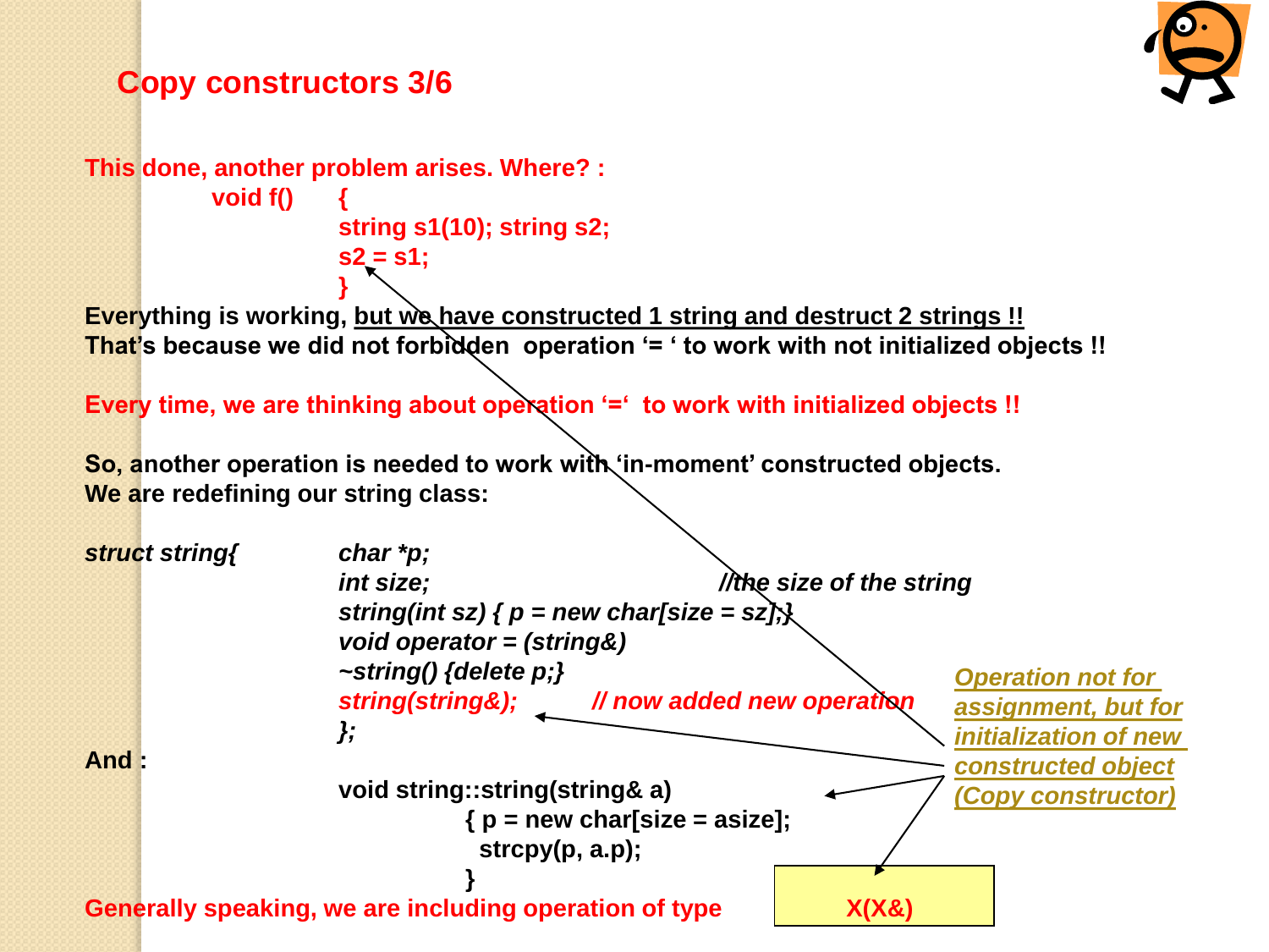## Copy constructors 3/6

This done, another problem arises. Where? :

```
void f()    {
              string s1(10); string s2;
              s2 = s1;
            }
```

Everything is working, <u>but we have constructed 1 string and destruct 2 strings !!</u>
That's because we did not forbidden operation '= ' to work with not initialized objects !!

Every time, we are thinking about operation '=' to work with initialized objects !!

So, another operation is needed to work with 'in-moment' constructed objects.
We are redefining our string class:

```
struct string{    char *p;
                  int size;                    //the size of the string
                  string(int sz) { p = new char[size = sz];}
                  void operator = (string&)
                  ~string() {delete p;}
                  string(string&);       // now added new operation
                  };
```

And :

```
void string::string(string& a)
        { p = new char[size = asize];
          strcpy(p, a.p);
        }
```

*<u>Operation not for assignment, but for initialization of new constructed object (Copy constructor)</u>*

Generally speaking, we are including operation of type **X(X&)**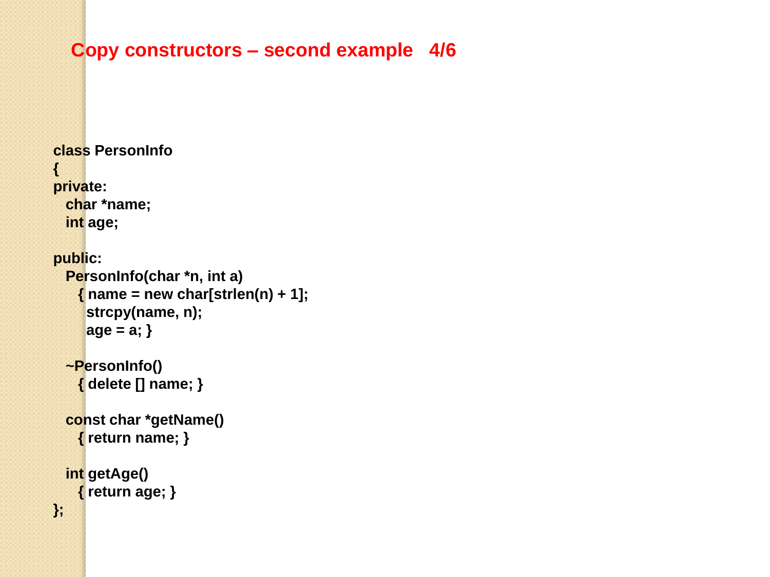# Copy constructors – second example 4/6

```
class PersonInfo
{
private:
  char *name;
  int age;

public:
  PersonInfo(char *n, int a)
    { name = new char[strlen(n) + 1];
      strcpy(name, n);
      age = a; }

  ~PersonInfo()
    { delete [] name; }

  const char *getName()
    { return name; }

  int getAge()
    { return age; }
};
```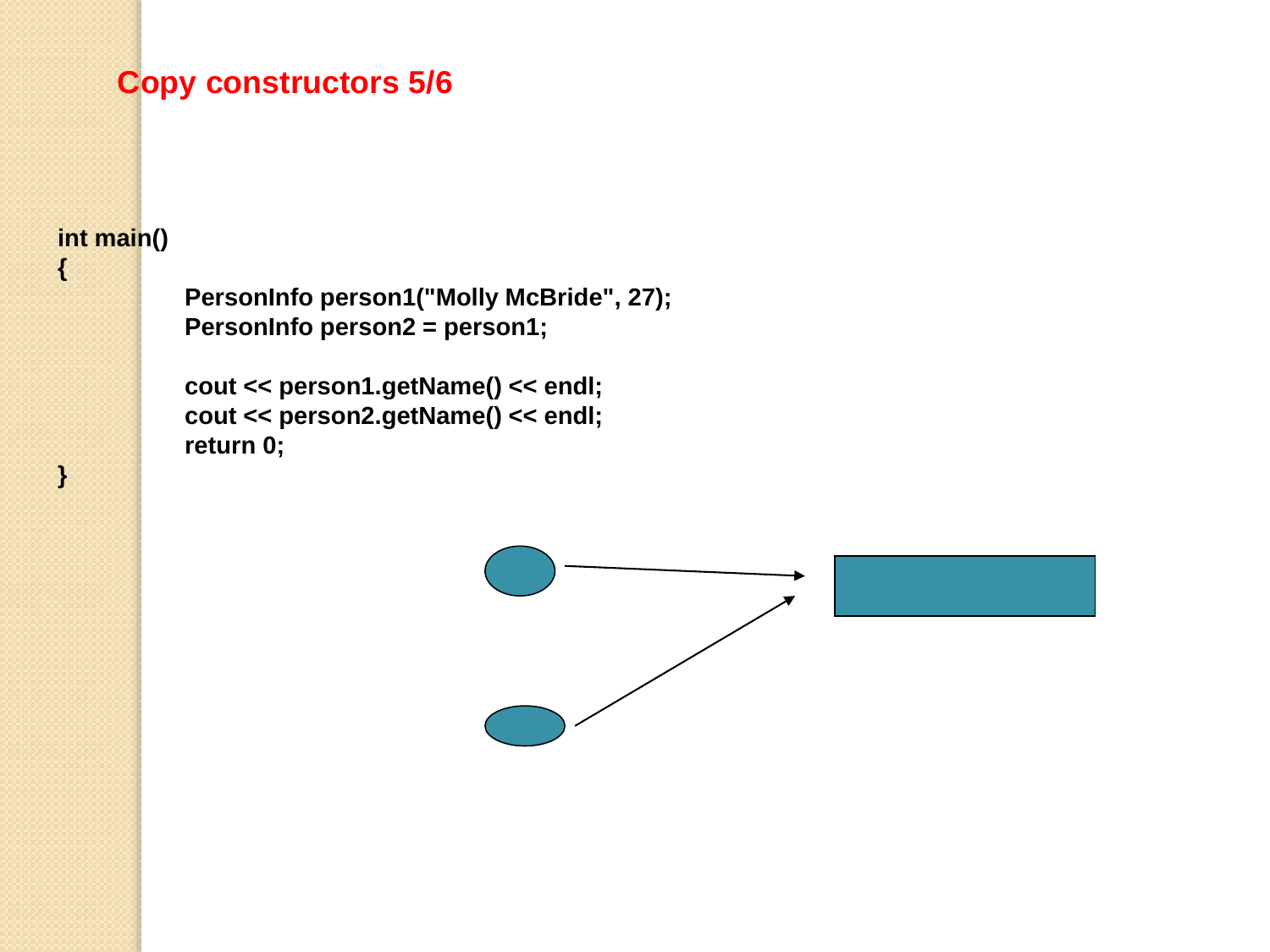# Copy constructors 5/6

```
int main()
{
        PersonInfo person1("Molly McBride", 27);
        PersonInfo person2 = person1;

        cout << person1.getName() << endl;
        cout << person2.getName() << endl;
        return 0;
}
```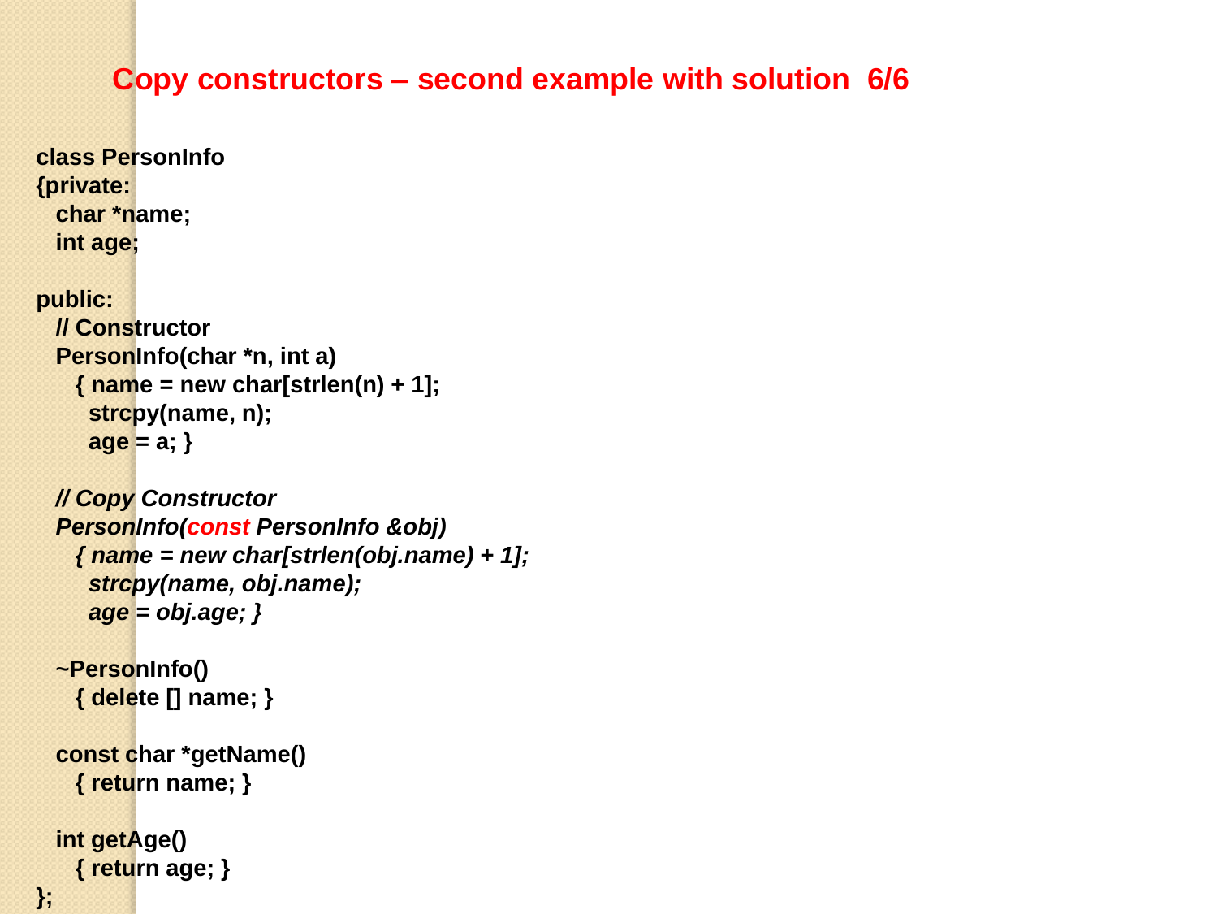# Copy constructors – second example with solution 6/6

```
class PersonInfo
{private:
  char *name;
  int age;

public:
  // Constructor
  PersonInfo(char *n, int a)
    { name = new char[strlen(n) + 1];
      strcpy(name, n);
      age = a; }

  // Copy Constructor
  PersonInfo(const PersonInfo &obj)
    { name = new char[strlen(obj.name) + 1];
      strcpy(name, obj.name);
      age = obj.age; }

  ~PersonInfo()
    { delete [] name; }

  const char *getName()
    { return name; }

  int getAge()
    { return age; }
};
```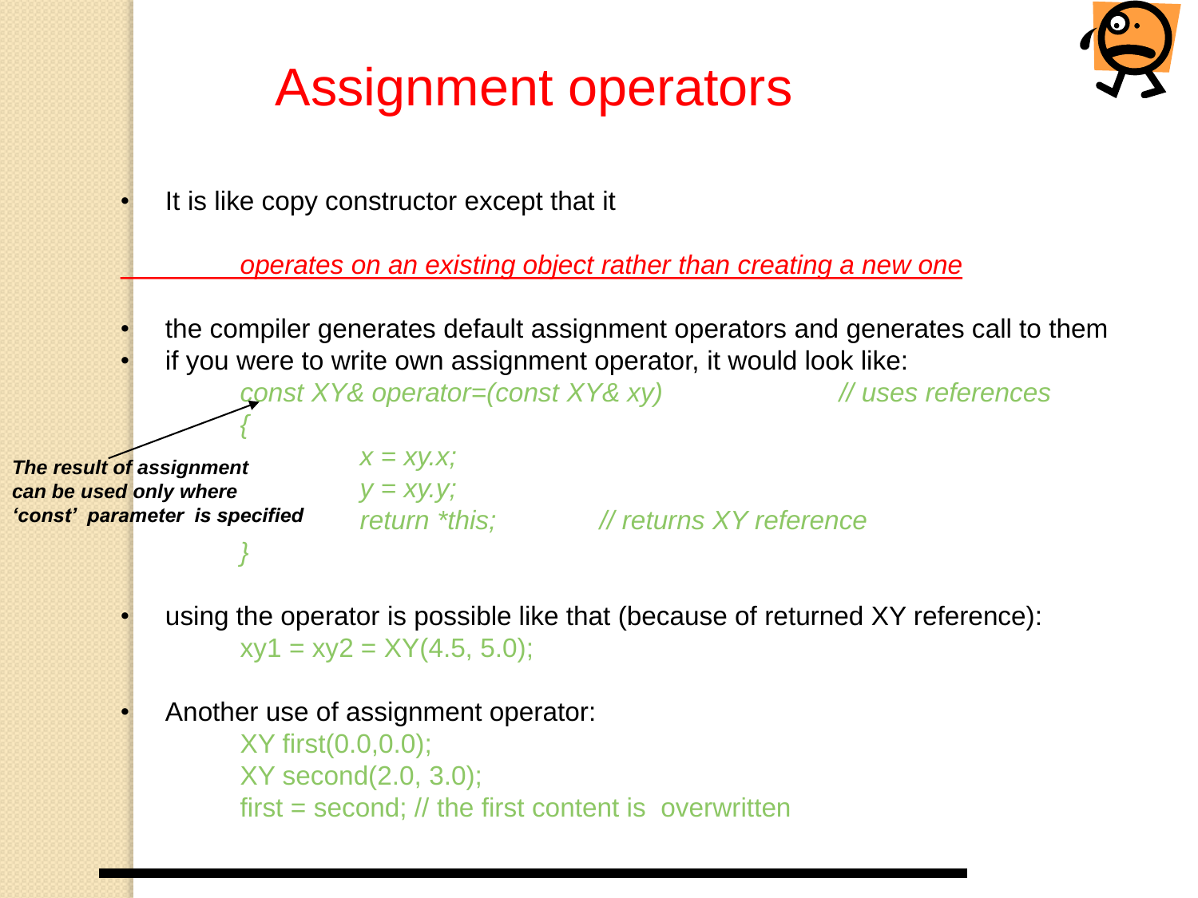# Assignment operators

- It is like copy constructor except that it

  *operates on an existing object rather than creating a new one*

- the compiler generates default assignment operators and generates call to them
- if you were to write own assignment operator, it would look like:

```
const XY& operator=(const XY& xy)          // uses references
{
        x = xy.x;
        y = xy.y;
        return *this;          // returns XY reference
}
```

***The result of assignment can be used only where 'const' parameter is specified***

- using the operator is possible like that (because of returned XY reference):

```
xy1 = xy2 = XY(4.5, 5.0);
```

- Another use of assignment operator:

```
XY first(0.0,0.0);
XY second(2.0, 3.0);
first = second; // the first content is  overwritten
```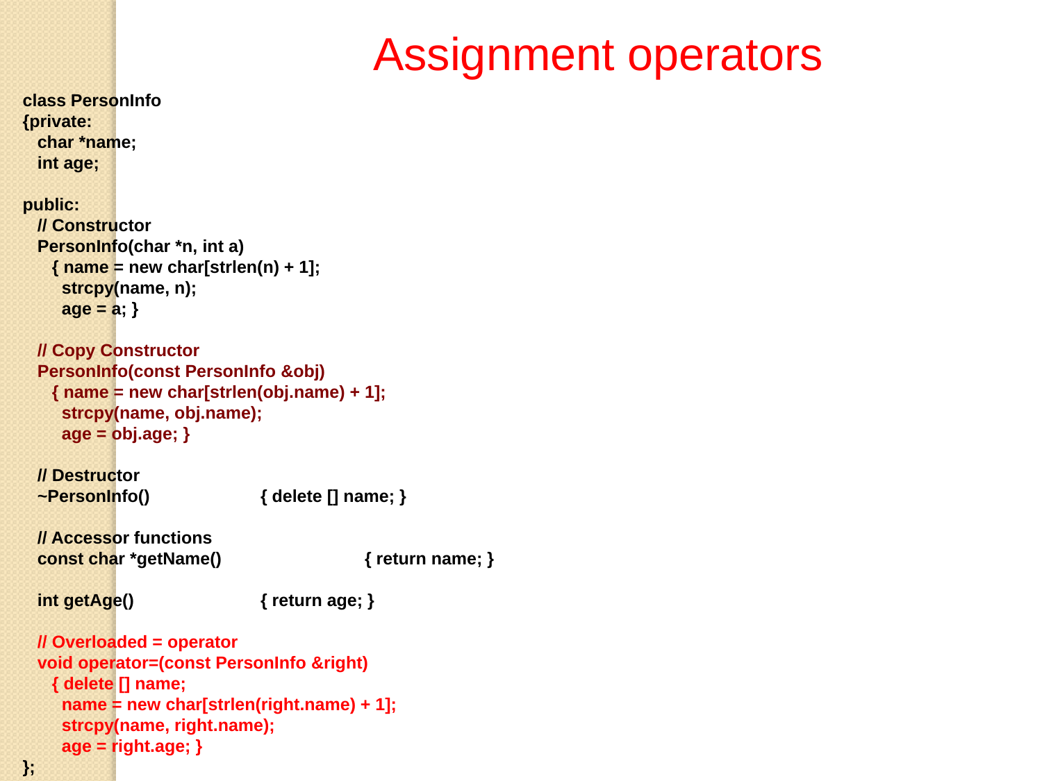# Assignment operators

```
class PersonInfo
{private:
  char *name;
  int age;

public:
  // Constructor
  PersonInfo(char *n, int a)
    { name = new char[strlen(n) + 1];
      strcpy(name, n);
      age = a; }

  // Copy Constructor
  PersonInfo(const PersonInfo &obj)
    { name = new char[strlen(obj.name) + 1];
      strcpy(name, obj.name);
      age = obj.age; }

  // Destructor
  ~PersonInfo()                { delete [] name; }

  // Accessor functions
  const char *getName()                  { return name; }

  int getAge()                 { return age; }

  // Overloaded = operator
  void operator=(const PersonInfo &right)
    { delete [] name;
      name = new char[strlen(right.name) + 1];
      strcpy(name, right.name);
      age = right.age; }
};
```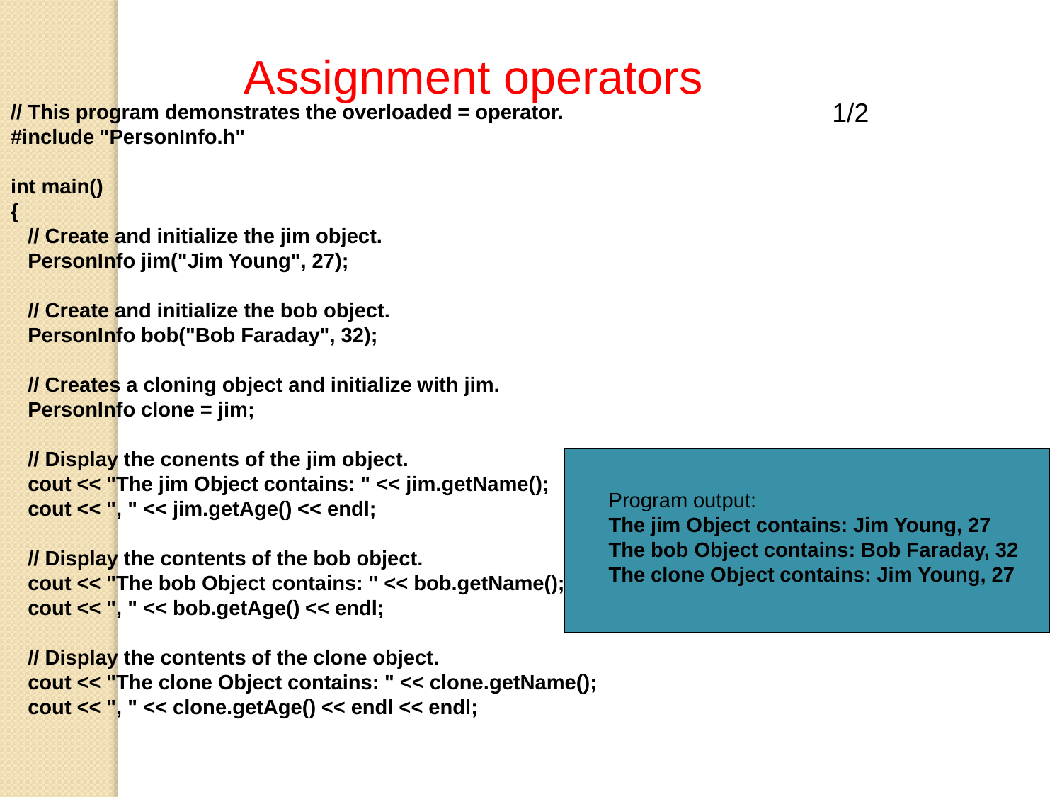# Assignment operators

1/2

```
// This program demonstrates the overloaded = operator.
#include "PersonInfo.h"

int main()
{
   // Create and initialize the jim object.
   PersonInfo jim("Jim Young", 27);

   // Create and initialize the bob object.
   PersonInfo bob("Bob Faraday", 32);

   // Creates a cloning object and initialize with jim.
   PersonInfo clone = jim;

   // Display the conents of the jim object.
   cout << "The jim Object contains: " << jim.getName();
   cout << ", " << jim.getAge() << endl;

   // Display the contents of the bob object.
   cout << "The bob Object contains: " << bob.getName();
   cout << ", " << bob.getAge() << endl;

   // Display the contents of the clone object.
   cout << "The clone Object contains: " << clone.getName();
   cout << ", " << clone.getAge() << endl << endl;
```

Program output:

```
The jim Object contains: Jim Young, 27
The bob Object contains: Bob Faraday, 32
The clone Object contains: Jim Young, 27
```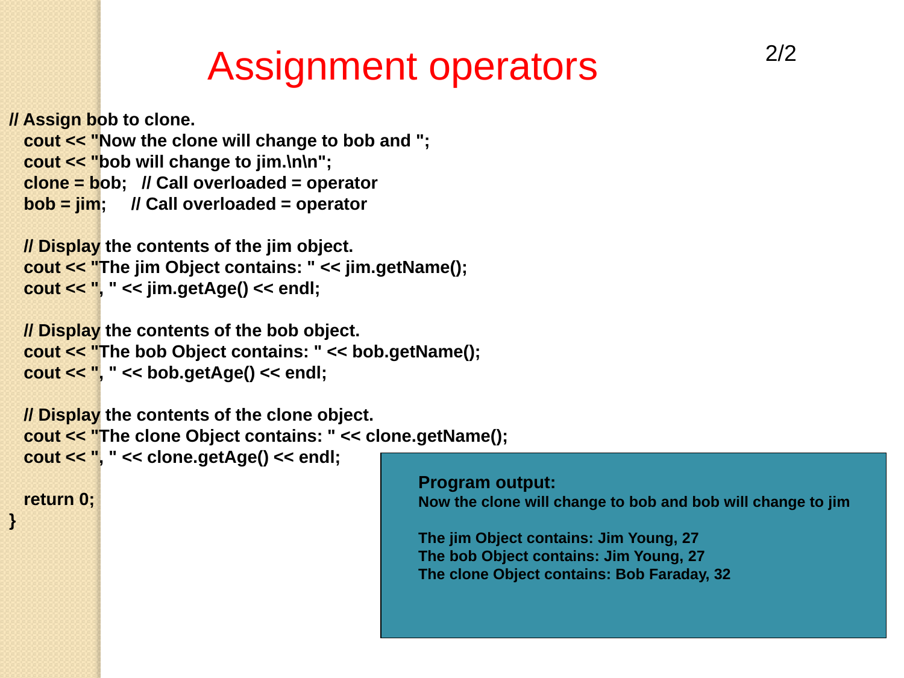# Assignment operators

```
// Assign bob to clone.
  cout << "Now the clone will change to bob and ";
  cout << "bob will change to jim.\n\n";
  clone = bob;   // Call overloaded = operator
  bob = jim;     // Call overloaded = operator

  // Display the contents of the jim object.
  cout << "The jim Object contains: " << jim.getName();
  cout << ", " << jim.getAge() << endl;

  // Display the contents of the bob object.
  cout << "The bob Object contains: " << bob.getName();
  cout << ", " << bob.getAge() << endl;

  // Display the contents of the clone object.
  cout << "The clone Object contains: " << clone.getName();
  cout << ", " << clone.getAge() << endl;

  return 0;
}
```

**Program output:**

```
Now the clone will change to bob and bob will change to jim

The jim Object contains: Jim Young, 27
The bob Object contains: Jim Young, 27
The clone Object contains: Bob Faraday, 32
```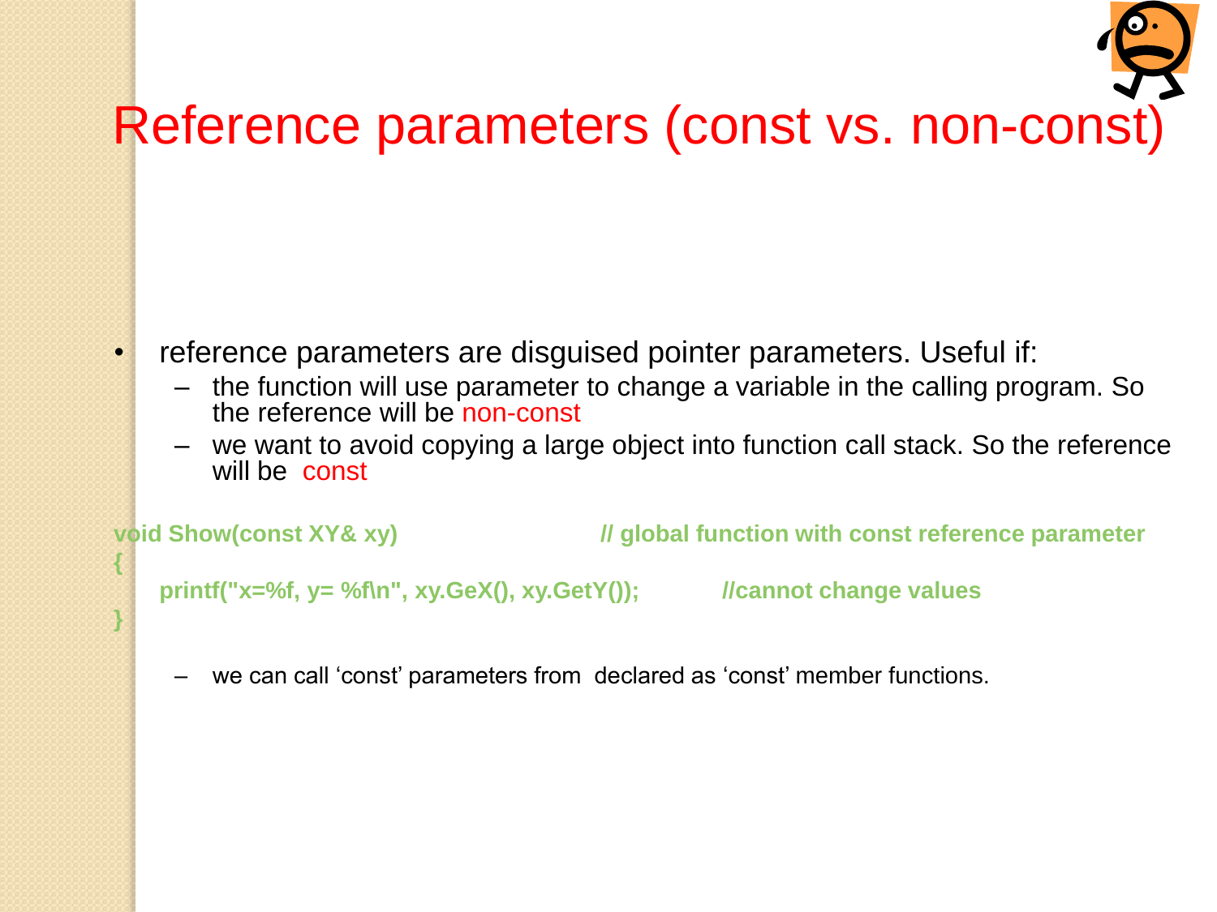# Reference parameters (const vs. non-const)

- reference parameters are disguised pointer parameters. Useful if:
  - the function will use parameter to change a variable in the calling program. So the reference will be non-const
  - we want to avoid copying a large object into function call stack. So the reference will be const

```
void Show(const XY& xy)                              // global function with const reference parameter
{
    printf("x=%f, y= %f\n", xy.GeX(), xy.GetY());             //cannot change values
}
```

  - we can call 'const' parameters from declared as 'const' member functions.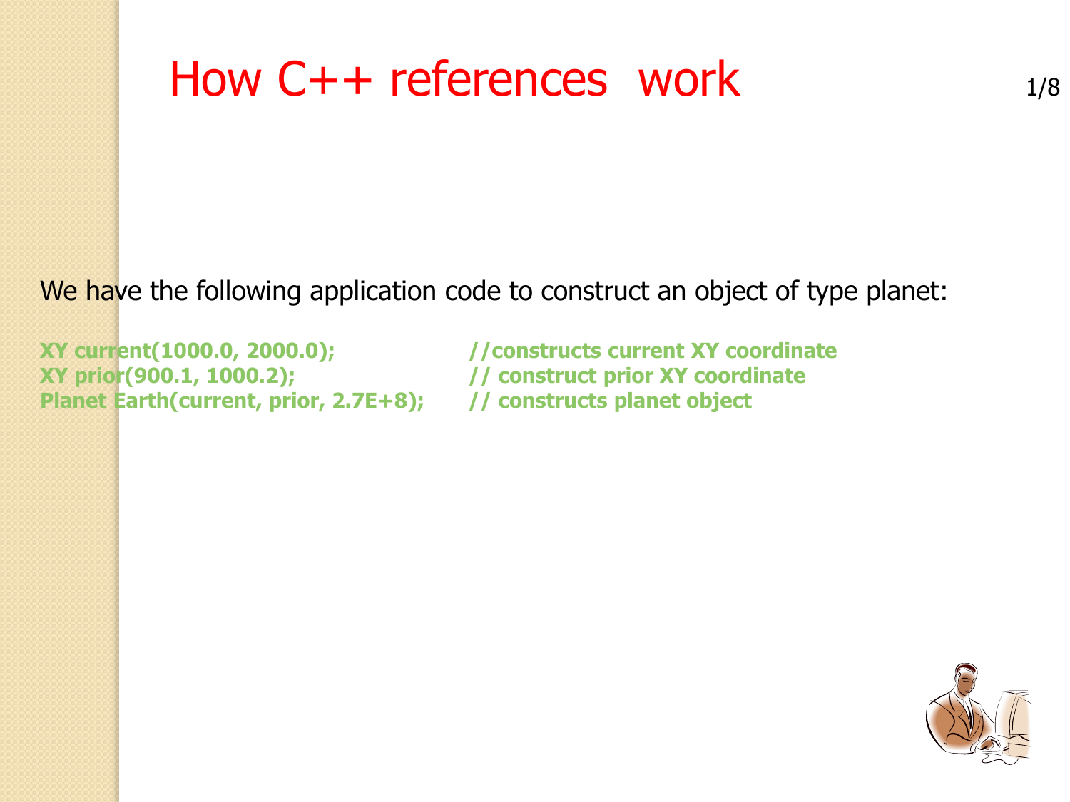# How C++ references work

We have the following application code to construct an object of type planet:

```
XY current(1000.0, 2000.0);              //constructs current XY coordinate
XY prior(900.1, 1000.2);                 // construct prior XY coordinate
Planet Earth(current, prior, 2.7E+8);    // constructs planet object
```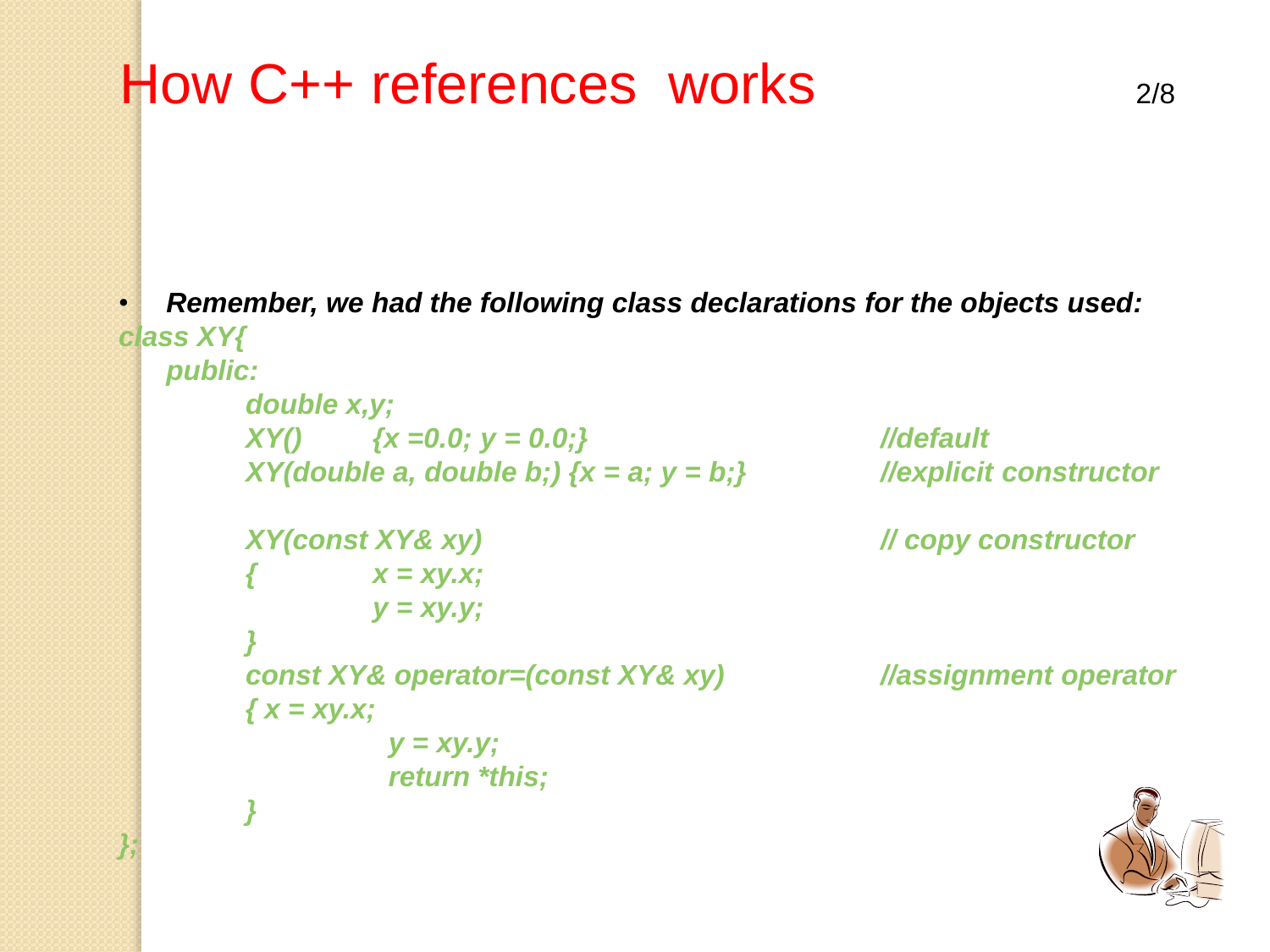# How C++ references works

- ***Remember, we had the following class declarations for the objects used:***

```
class XY{
   public:
        double x,y;
        XY()        {x =0.0; y = 0.0;}                    //default
        XY(double a, double b;) {x = a; y = b;}           //explicit constructor

        XY(const XY& xy)                                  // copy constructor
        {          x = xy.x;
                   y = xy.y;
        }
        const XY& operator=(const XY& xy)                 //assignment operator
        { x = xy.x;
                   y = xy.y;
                   return *this;
        }
};
```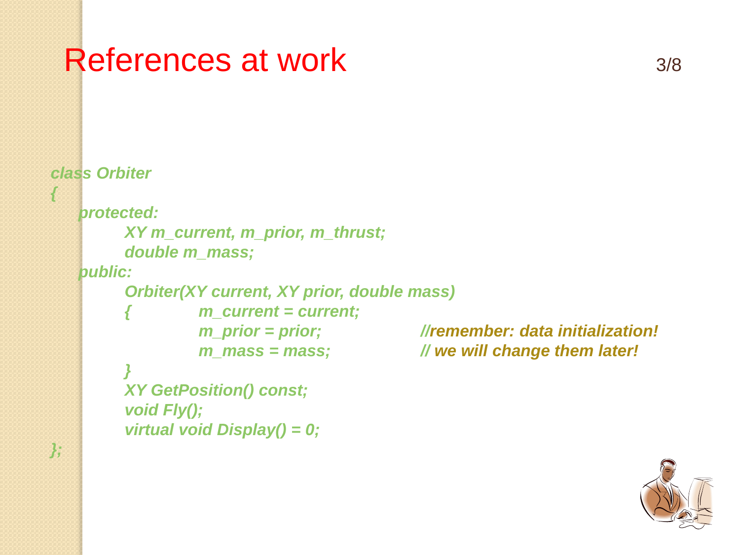# References at work

```
class Orbiter
{
    protected:
        XY m_current, m_prior, m_thrust;
        double m_mass;
    public:
        Orbiter(XY current, XY prior, double mass)
        {       m_current = current;
                m_prior = prior;            //remember: data initialization!
                m_mass = mass;              // we will change them later!
        }
        XY GetPosition() const;
        void Fly();
        virtual void Display() = 0;
};
```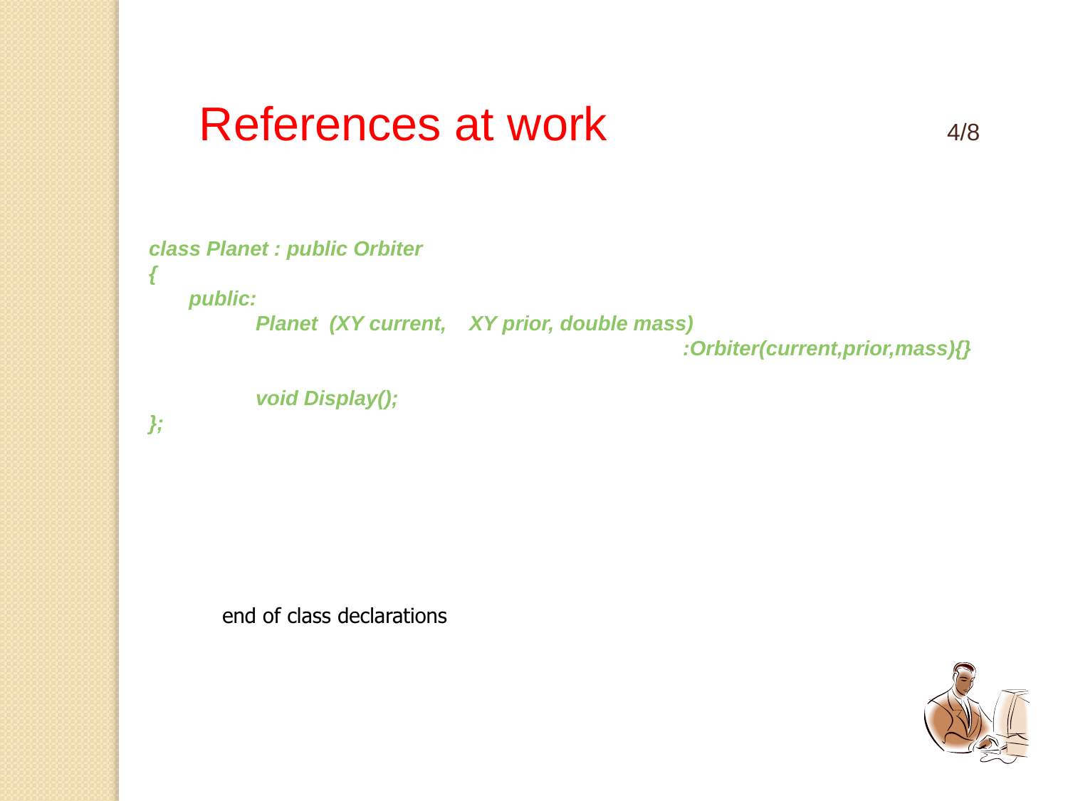# References at work

```
class Planet : public Orbiter
{
    public:
            Planet  (XY current,    XY prior, double mass)
                                                   :Orbiter(current,prior,mass){}

            void Display();
};
```

end of class declarations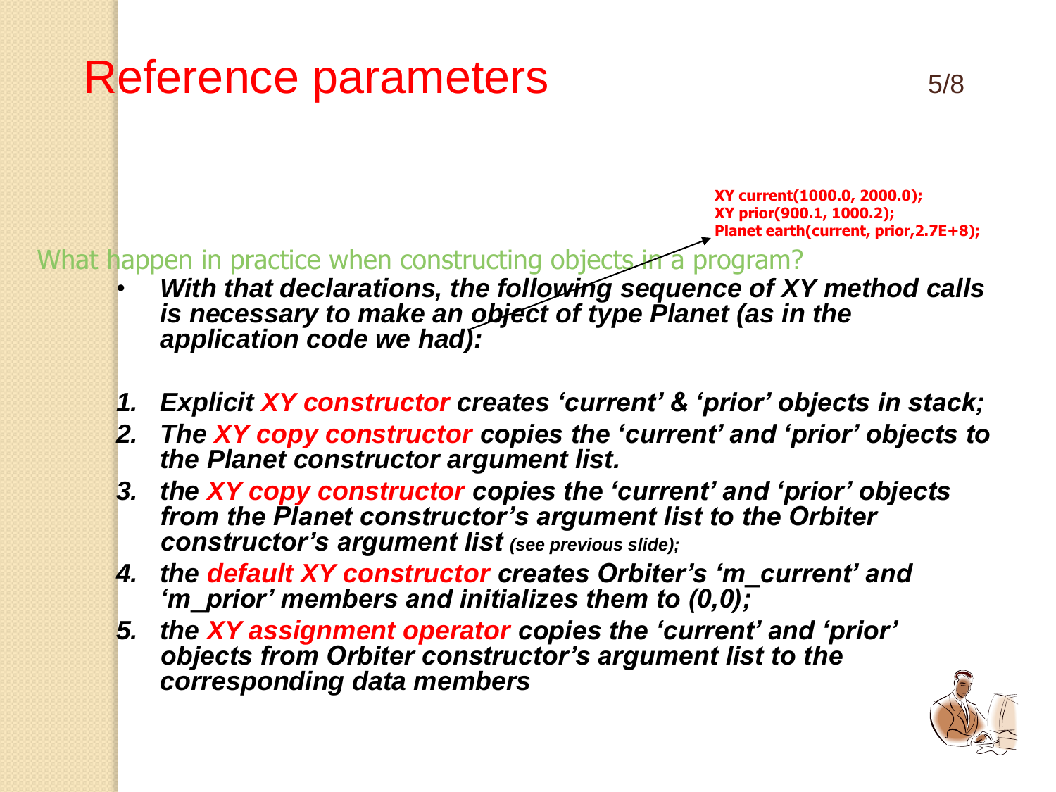# Reference parameters

```
XY current(1000.0, 2000.0);
XY prior(900.1, 1000.2);
Planet earth(current, prior,2.7E+8);
```

What happen in practice when constructing objects in a program?

- ***With that declarations, the following sequence of XY method calls is necessary to make an object of type Planet (as in the application code we had):***

1. ***Explicit XY constructor creates 'current' & 'prior' objects in stack;***
2. ***The XY copy constructor copies the 'current' and 'prior' objects to the Planet constructor argument list.***
3. ***the XY copy constructor copies the 'current' and 'prior' objects from the Planet constructor's argument list to the Orbiter constructor's argument list** (see previous slide);*
4. ***the default XY constructor creates Orbiter's 'm_current' and 'm_prior' members and initializes them to (0,0);***
5. ***the XY assignment operator copies the 'current' and 'prior' objects from Orbiter constructor's argument list to the corresponding data members***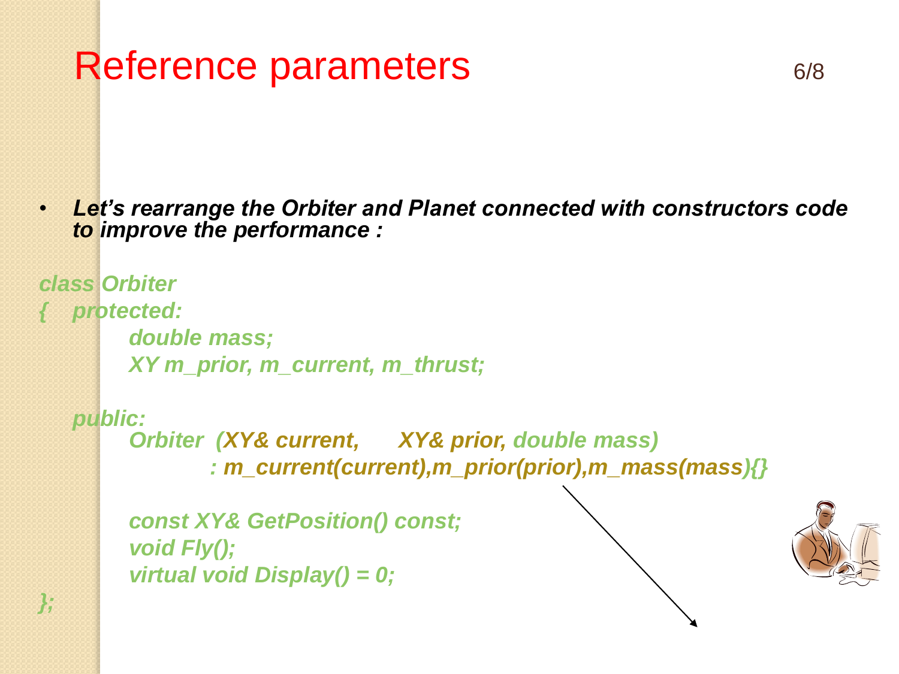# Reference parameters

- ***Let's rearrange the Orbiter and Planet connected with constructors code to improve the performance :***

```
class Orbiter
{   protected:
        double mass;
        XY m_prior, m_current, m_thrust;

    public:
        Orbiter  (XY& current,     XY& prior, double mass)
              : m_current(current),m_prior(prior),m_mass(mass){}

        const XY& GetPosition() const;
        void Fly();
        virtual void Display() = 0;
};
```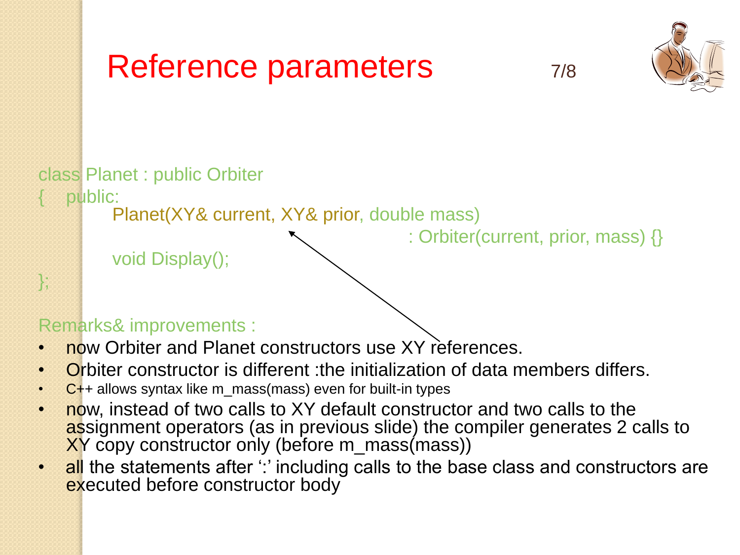# Reference parameters

```
class Planet : public Orbiter
{   public:
        Planet(XY& current, XY& prior, double mass)
                                    : Orbiter(current, prior, mass) {}
        void Display();
};
```

Remarks& improvements :

- now Orbiter and Planet constructors use XY references.
- Orbiter constructor is different :the initialization of data members differs.
- C++ allows syntax like m_mass(mass) even for built-in types
- now, instead of two calls to XY default constructor and two calls to the assignment operators (as in previous slide) the compiler generates 2 calls to XY copy constructor only (before m_mass(mass))
- all the statements after ':' including calls to the base class and constructors are executed before constructor body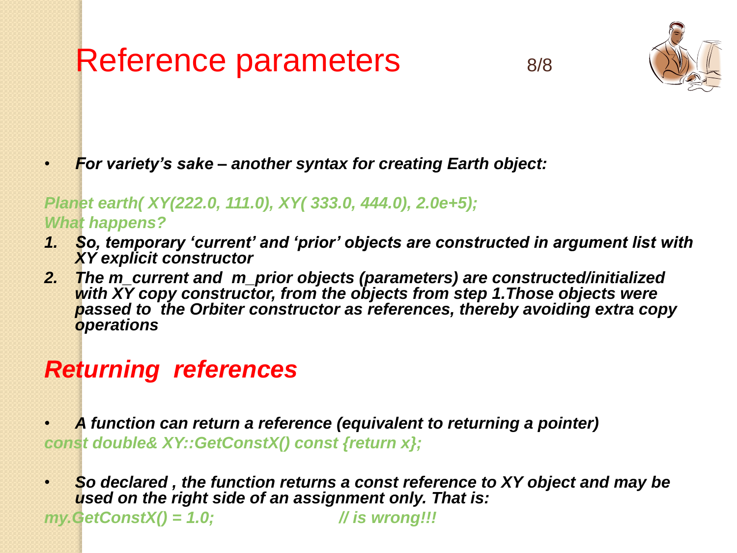# Reference parameters

- ***For variety's sake – another syntax for creating Earth object:***

```
Planet earth( XY(222.0, 111.0), XY( 333.0, 444.0), 2.0e+5);
```

*What happens?*

1. ***So, temporary 'current' and 'prior' objects are constructed in argument list with XY explicit constructor***
2. ***The m_current and m_prior objects (parameters) are constructed/initialized with XY copy constructor, from the objects from step 1.Those objects were passed to the Orbiter constructor as references, thereby avoiding extra copy operations***

## *Returning references*

- ***A function can return a reference (equivalent to returning a pointer)***

```
const double& XY::GetConstX() const {return x};
```

- ***So declared , the function returns a const reference to XY object and may be used on the right side of an assignment only. That is:***

```
my.GetConstX() = 1.0;          // is wrong!!!
```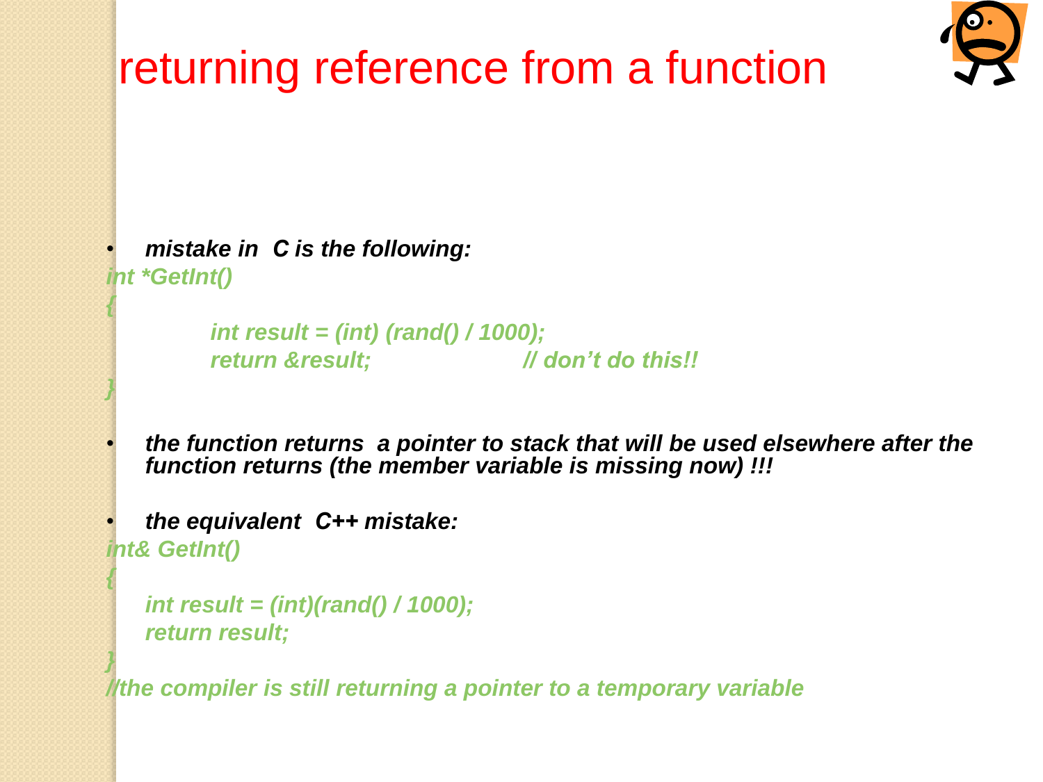# returning reference from a function

- ***mistake in C is the following:***

```
int *GetInt()
{
        int result = (int) (rand() / 1000);
        return &result;                 // don't do this!!
}
```

- ***the function returns a pointer to stack that will be used elsewhere after the function returns (the member variable is missing now) !!!***

- ***the equivalent C++ mistake:***

```
int& GetInt()
{
    int result = (int)(rand() / 1000);
    return result;
}
//the compiler is still returning a pointer to a temporary variable
```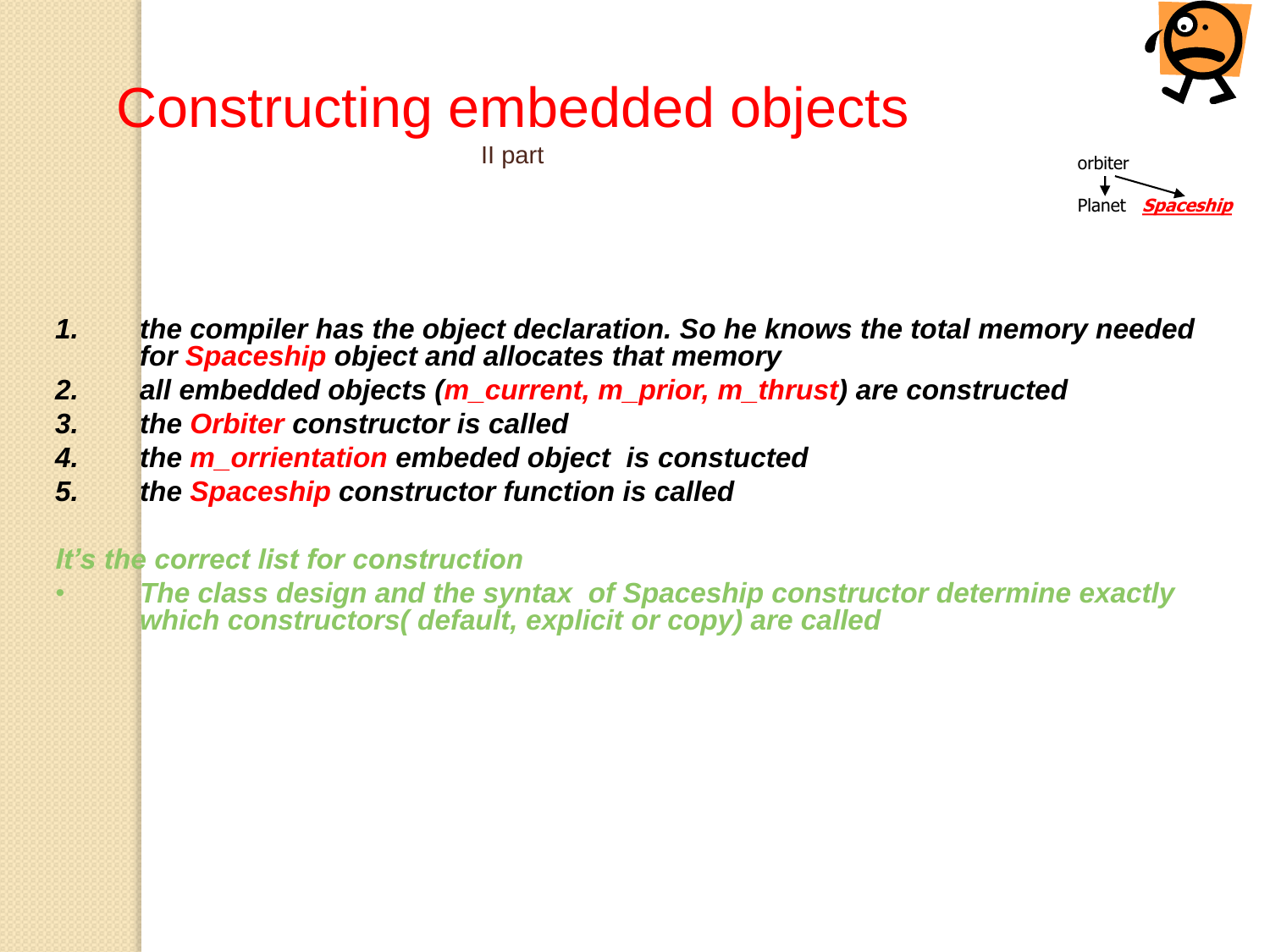# Constructing embedded objects

II part

orbiter → Planet, Spaceship

1. *the compiler has the object declaration. So he knows the total memory needed for Spaceship object and allocates that memory*
2. *all embedded objects (m_current, m_prior, m_thrust) are constructed*
3. *the Orbiter constructor is called*
4. *the m_orrientation embeded object is constucted*
5. *the Spaceship constructor function is called*

*It's the correct list for construction*

- *The class design and the syntax of Spaceship constructor determine exactly which constructors( default, explicit or copy) are called*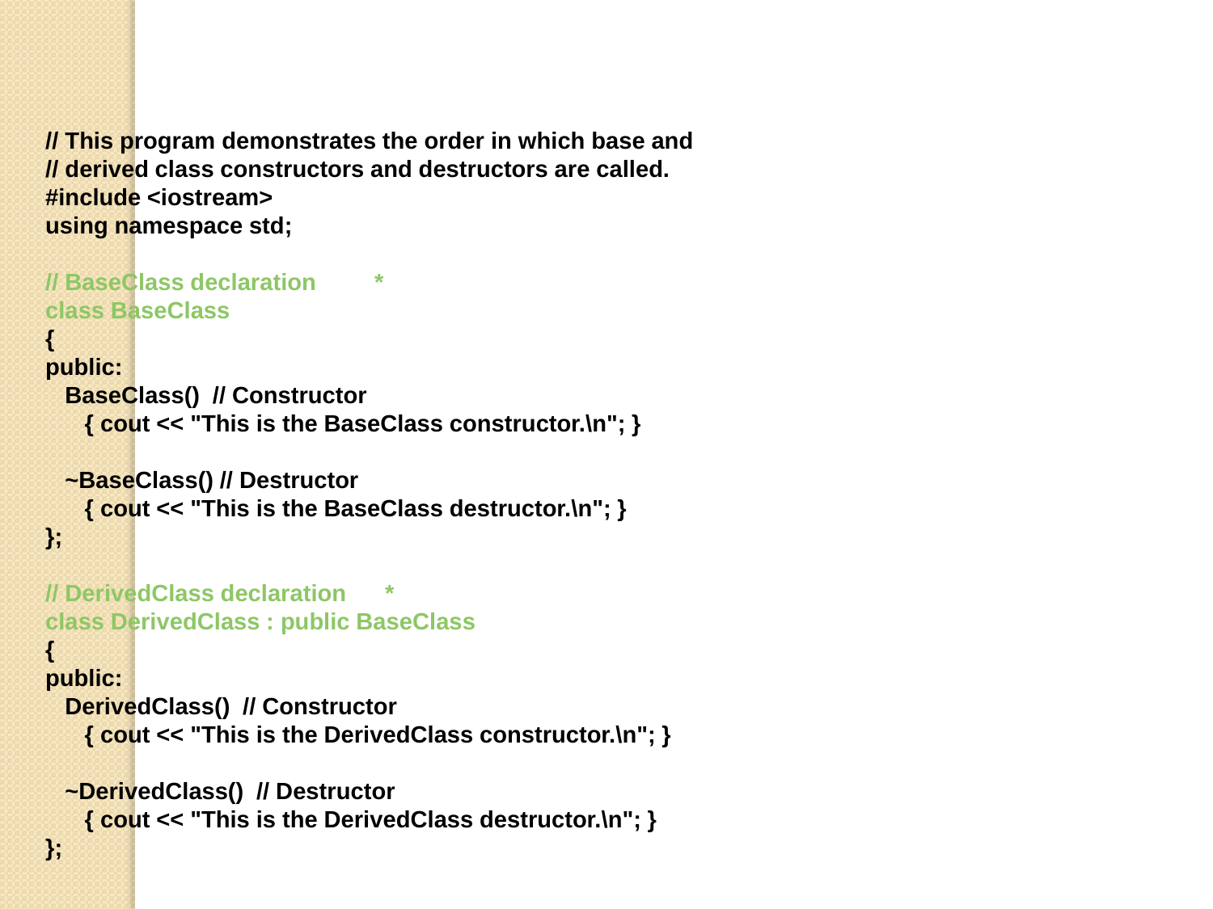```cpp
// This program demonstrates the order in which base and
// derived class constructors and destructors are called.
#include <iostream>
using namespace std;

// BaseClass declaration        *
class BaseClass
{
public:
   BaseClass()  // Constructor
      { cout << "This is the BaseClass constructor.\n"; }

   ~BaseClass() // Destructor
      { cout << "This is the BaseClass destructor.\n"; }
};

// DerivedClass declaration      *
class DerivedClass : public BaseClass
{
public:
   DerivedClass()  // Constructor
      { cout << "This is the DerivedClass constructor.\n"; }

   ~DerivedClass()  // Destructor
      { cout << "This is the DerivedClass destructor.\n"; }
};
```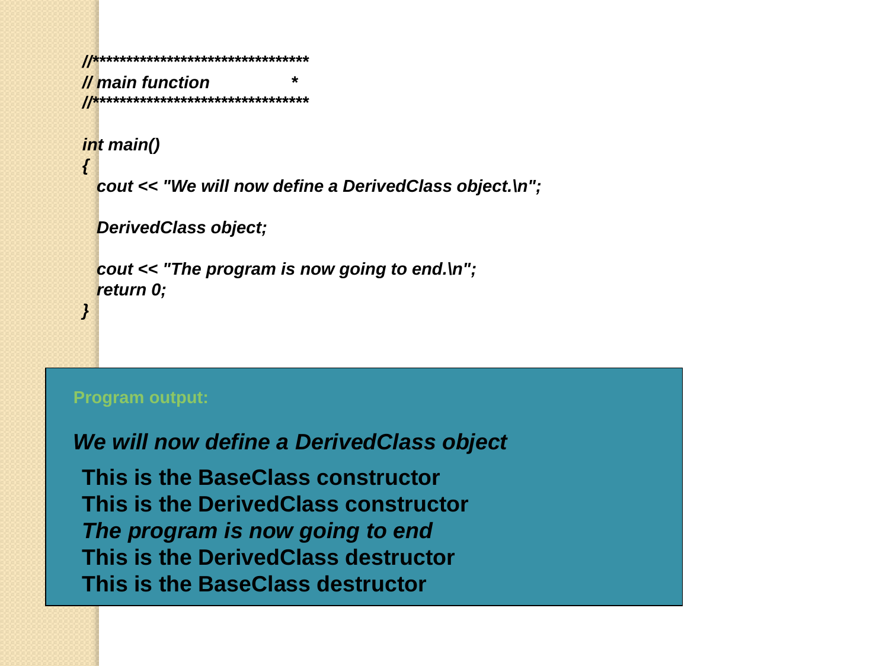```cpp
//*********************************
// main function                 *
//*********************************

int main()
{
   cout << "We will now define a DerivedClass object.\n";

   DerivedClass object;

   cout << "The program is now going to end.\n";
   return 0;
}
```

**Program output:**

*We will now define a DerivedClass object*

**This is the BaseClass constructor**
**This is the DerivedClass constructor**
***The program is now going to end***
**This is the DerivedClass destructor**
**This is the BaseClass destructor**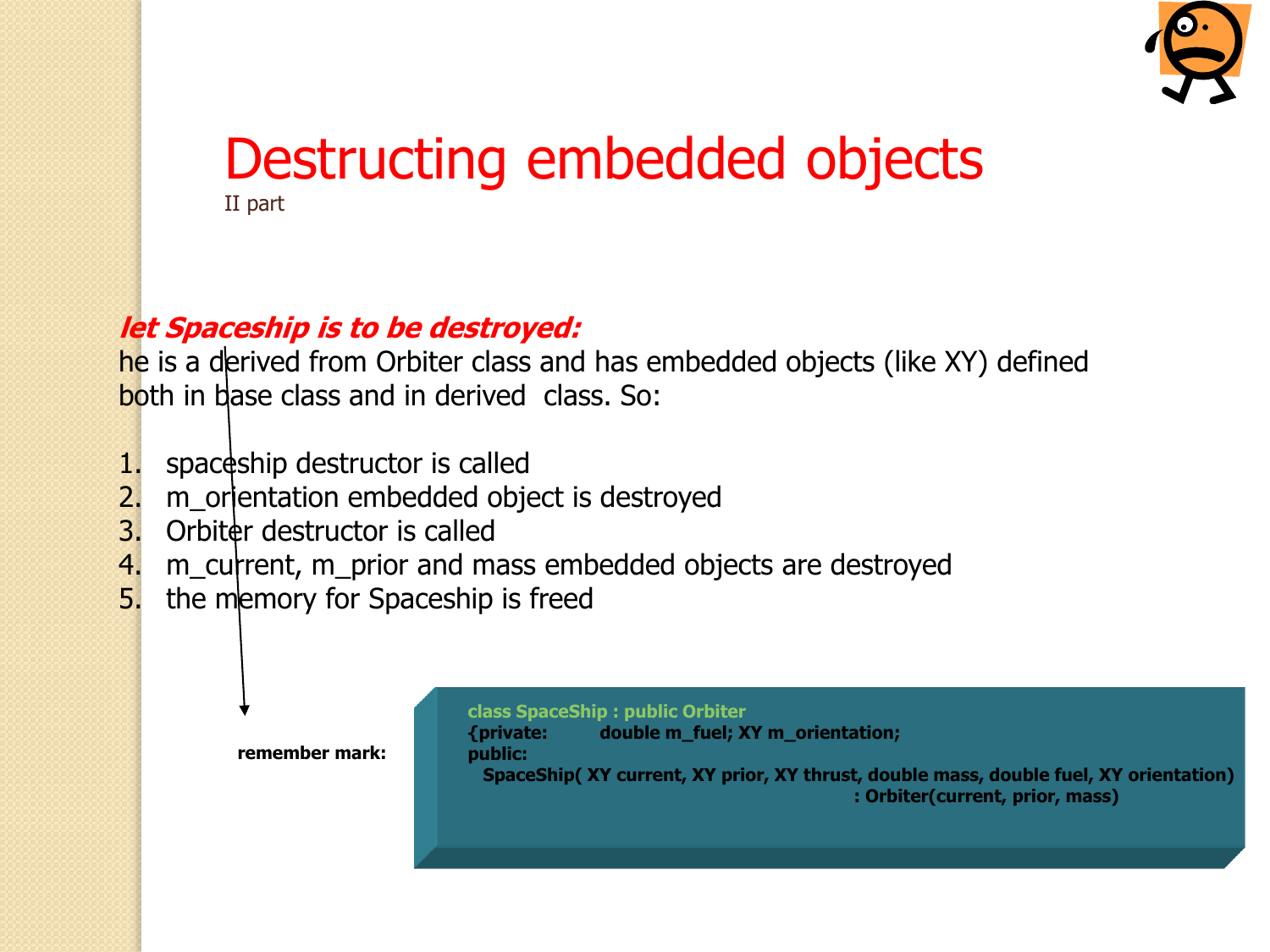# Destructing embedded objects

II part

***let Spaceship is to be destroyed:***

he is a derived from Orbiter class and has embedded objects (like XY) defined both in base class and in derived class. So:

1. spaceship destructor is called
2. m_orientation embedded object is destroyed
3. Orbiter destructor is called
4. m_current, m_prior and mass embedded objects are destroyed
5. the memory for Spaceship is freed

**remember mark:**

```
class SpaceShip : public Orbiter
{private:        double m_fuel; XY m_orientation;
public:
  SpaceShip( XY current, XY prior, XY thrust, double mass, double fuel, XY orientation)
                                              : Orbiter(current, prior, mass)
```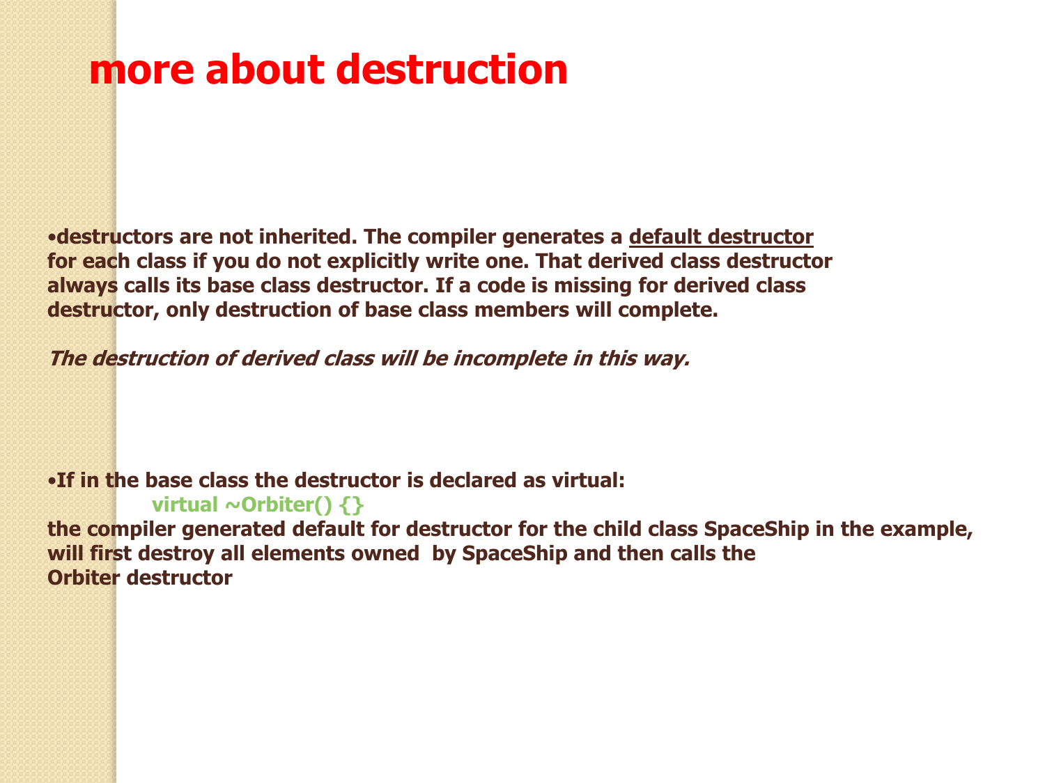# more about destruction

- **destructors are not inherited. The compiler generates a <u>default destructor</u> for each class if you do not explicitly write one. That derived class destructor always calls its base class destructor. If a code is missing for derived class destructor, only destruction of base class members will complete.**

***The destruction of derived class will be incomplete in this way.***

- **If in the base class the destructor is declared as virtual:**

```
virtual ~Orbiter() {}
```

**the compiler generated default for destructor for the child class SpaceShip in the example, will first destroy all elements owned by SpaceShip and then calls the Orbiter destructor**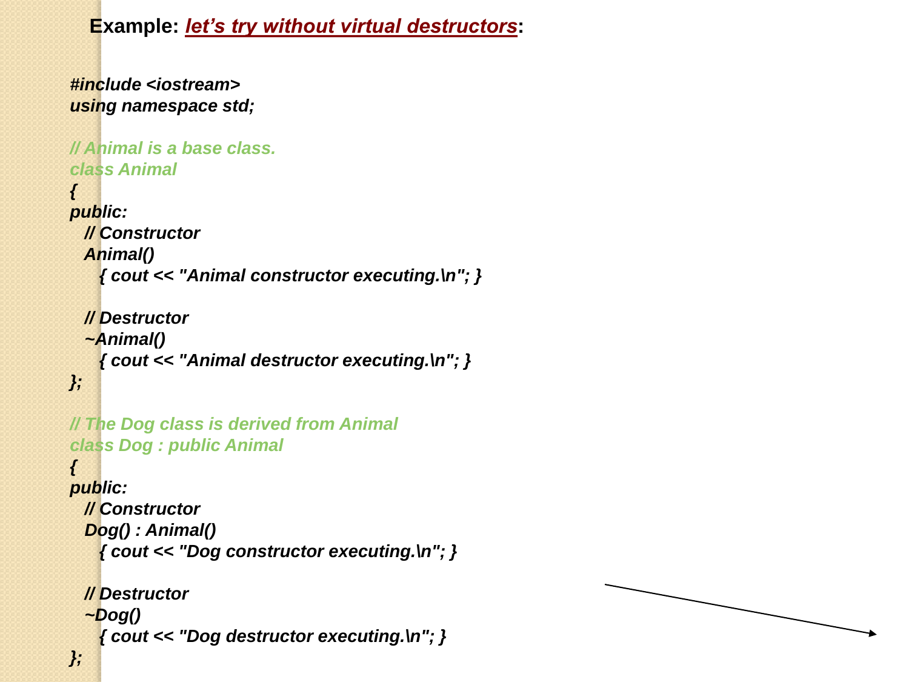**Example: *let's try without virtual destructors*:**

```
#include <iostream>
using namespace std;

// Animal is a base class.
class Animal
{
public:
  // Constructor
  Animal()
    { cout << "Animal constructor executing.\n"; }

  // Destructor
  ~Animal()
    { cout << "Animal destructor executing.\n"; }
};

// The Dog class is derived from Animal
class Dog : public Animal
{
public:
  // Constructor
  Dog() : Animal()
    { cout << "Dog constructor executing.\n"; }

  // Destructor
  ~Dog()
    { cout << "Dog destructor executing.\n"; }
};
```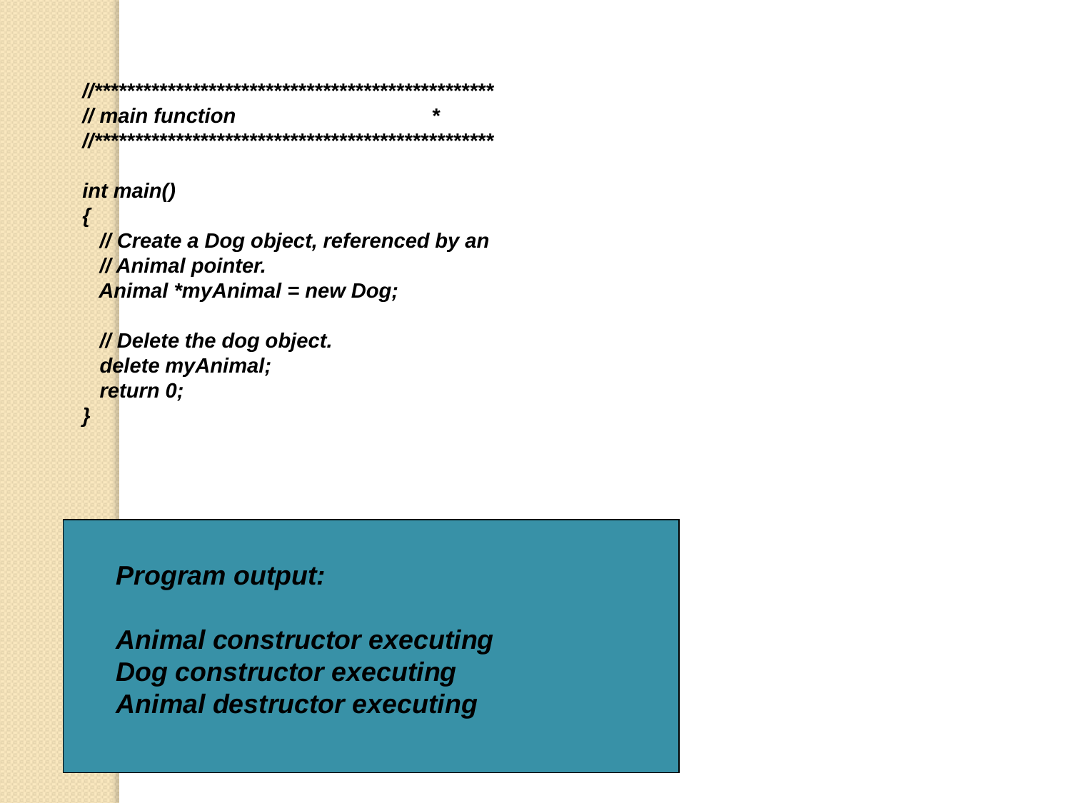```
//*************************************************
// main function                          *
//*************************************************

int main()
{
  // Create a Dog object, referenced by an
  // Animal pointer.
  Animal *myAnimal = new Dog;

  // Delete the dog object.
  delete myAnimal;
  return 0;
}
```

**Program output:**

```
Animal constructor executing
Dog constructor executing
Animal destructor executing
```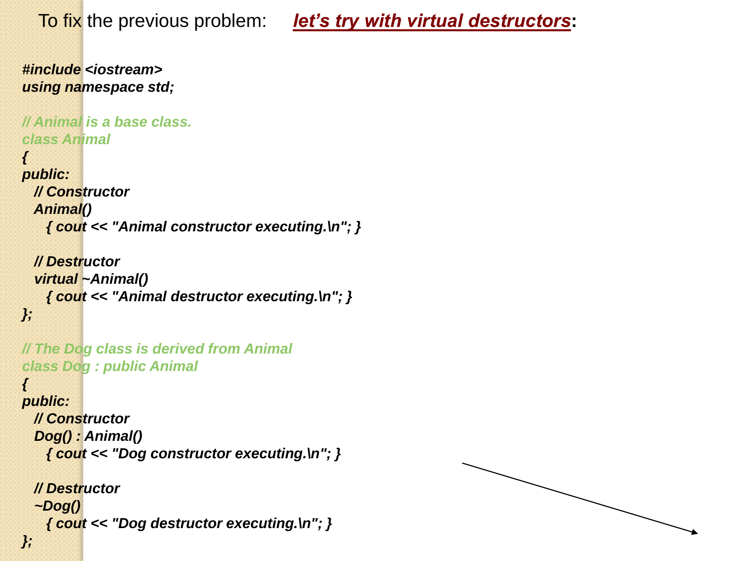To fix the previous problem: ***let's try with virtual destructors***:

```
#include <iostream>
using namespace std;

// Animal is a base class.
class Animal
{
public:
  // Constructor
  Animal()
    { cout << "Animal constructor executing.\n"; }

  // Destructor
  virtual ~Animal()
    { cout << "Animal destructor executing.\n"; }
};

// The Dog class is derived from Animal
class Dog : public Animal
{
public:
  // Constructor
  Dog() : Animal()
    { cout << "Dog constructor executing.\n"; }

  // Destructor
  ~Dog()
    { cout << "Dog destructor executing.\n"; }
};
```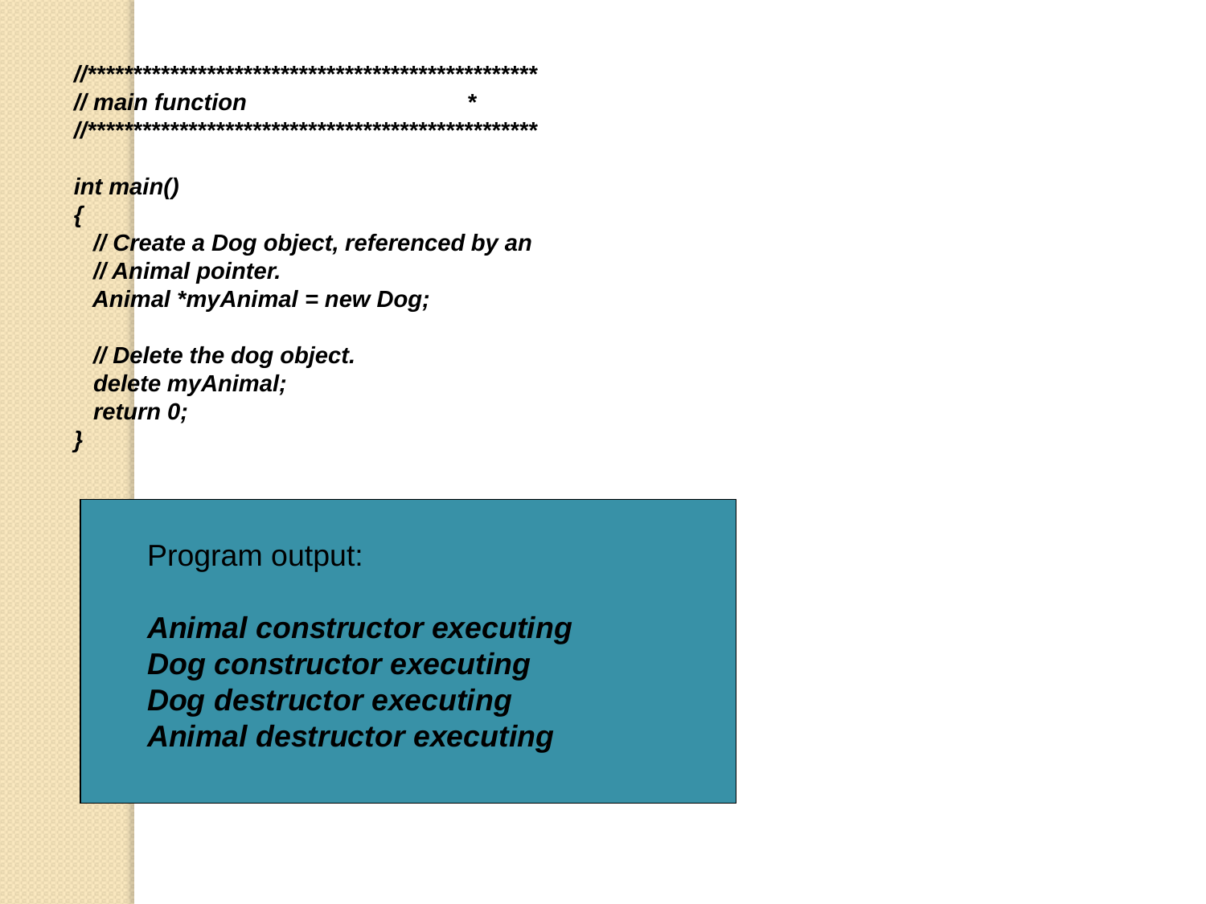```
//*************************************************
// main function                            *
//*************************************************

int main()
{
  // Create a Dog object, referenced by an
  // Animal pointer.
  Animal *myAnimal = new Dog;

  // Delete the dog object.
  delete myAnimal;
  return 0;
}
```

Program output:

*Animal constructor executing*
*Dog constructor executing*
*Dog destructor executing*
*Animal destructor executing*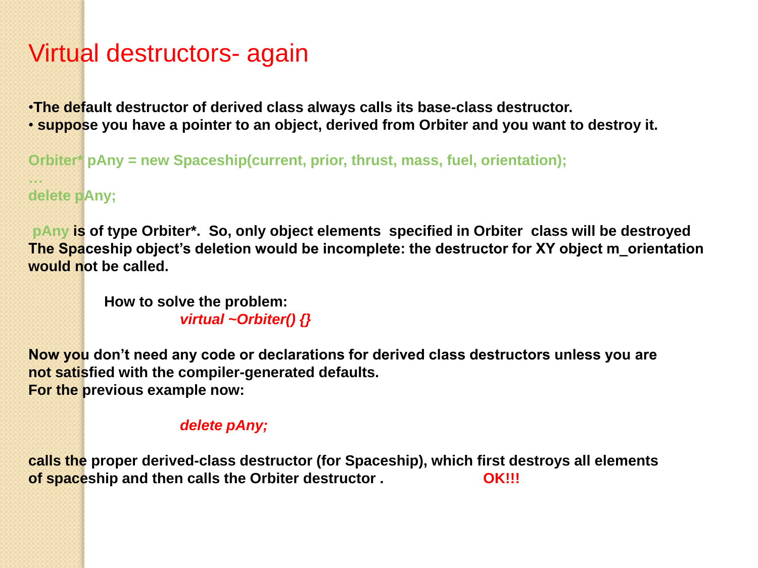# Virtual destructors- again

- **The default destructor of derived class always calls its base-class destructor.**
- **suppose you have a pointer to an object, derived from Orbiter and you want to destroy it.**

```
Orbiter* pAny = new Spaceship(current, prior, thrust, mass, fuel, orientation);
…
delete pAny;
```

**pAny is of type Orbiter\*. So, only object elements specified in Orbiter class will be destroyed The Spaceship object's deletion would be incomplete: the destructor for XY object m_orientation would not be called.**

**How to solve the problem:**

***virtual ~Orbiter() {}***

**Now you don't need any code or declarations for derived class destructors unless you are not satisfied with the compiler-generated defaults.**
**For the previous example now:**

***delete pAny;***

**calls the proper derived-class destructor (for Spaceship), which first destroys all elements of spaceship and then calls the Orbiter destructor .** **OK!!!**